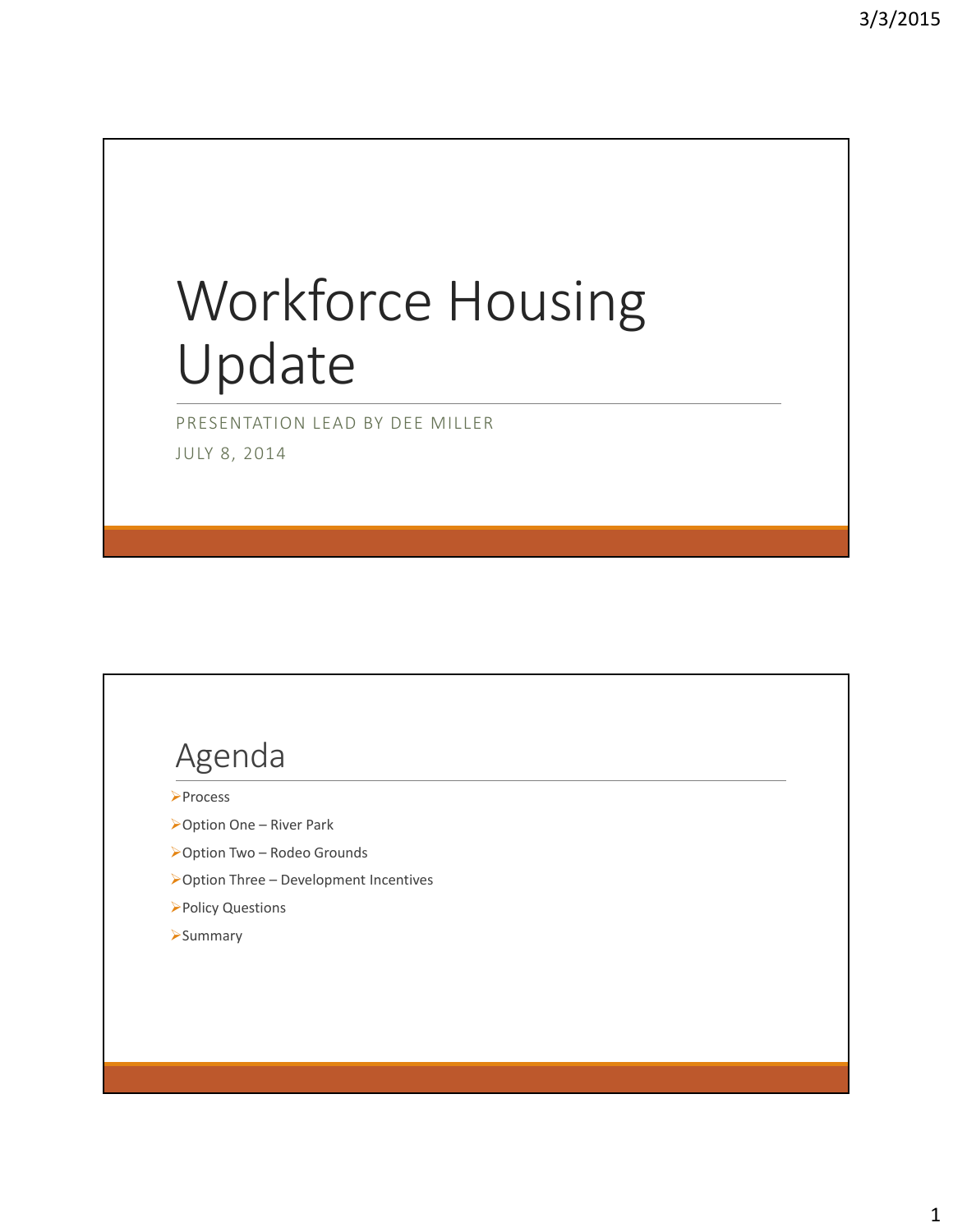# Workforce Housing Update

PRESENTATION LEAD BY DEE MILLER

JULY 8, 2014

## Agenda

- Process
- Option One – River Park
- Option Two – Rodeo Grounds
- Option Three – Development Incentives
- Policy Questions
- Summary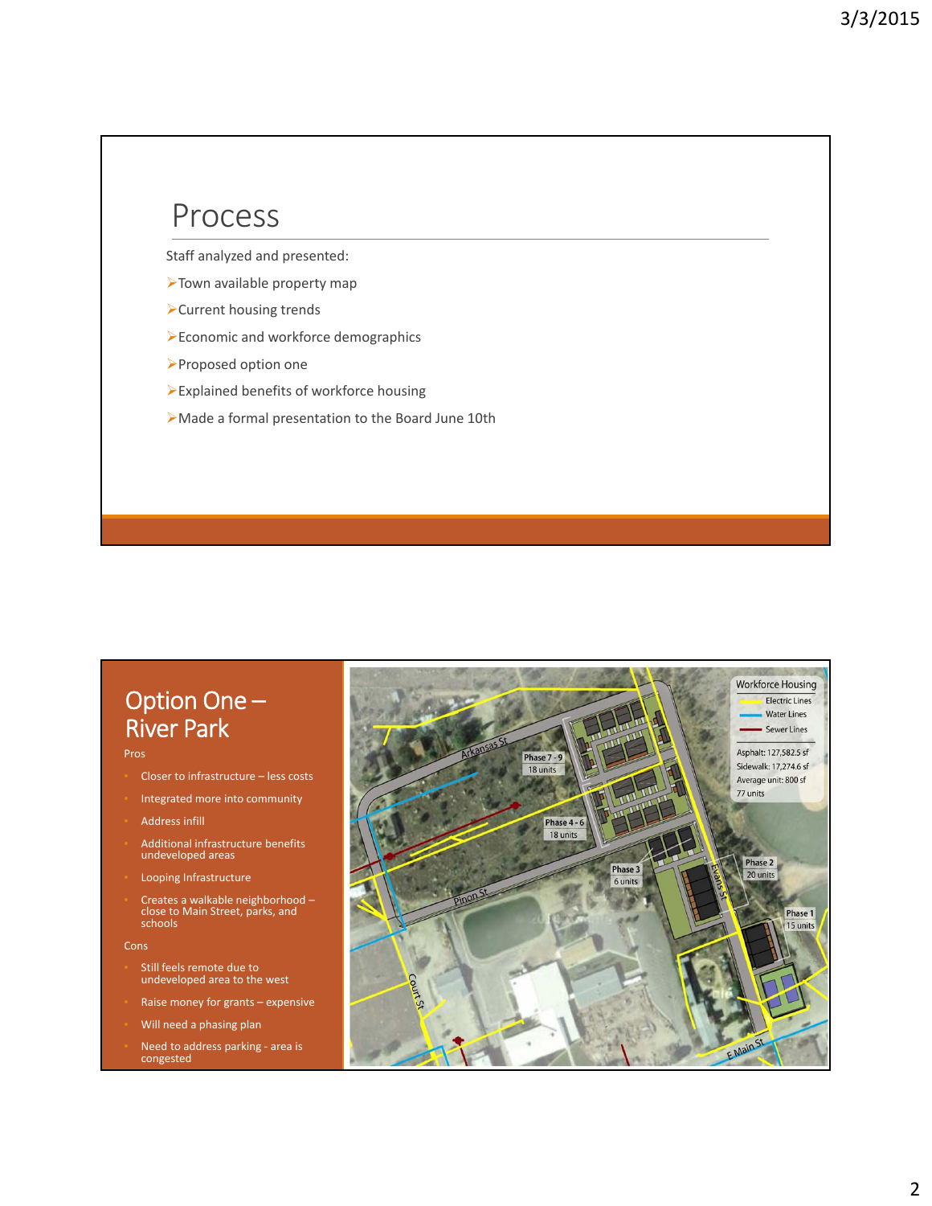# Process

Staff analyzed and presented:

- Town available property map
- Current housing trends
- Economic and workforce demographics
- Proposed option one
- Explained benefits of workforce housing
- Made a formal presentation to the Board June 10th

# Option One – River Park

Pros

- Closer to infrastructure – less costs
- Integrated more into community
- Address infill
- Additional infrastructure benefits undeveloped areas
- Looping Infrastructure
- Creates a walkable neighborhood – close to Main Street, parks, and schools

Cons

- Still feels remote due to undeveloped area to the west
- Raise money for grants – expensive
- Will need a phasing plan
- Need to address parking - area is congested

Workforce Housing

- Electric Lines
- Water Lines
- Sewer Lines

Asphalt: 127,582.5 sf
Sidewalk: 17,274.6 sf
Average unit: 800 sf
77 units

Phase 7 - 9: 18 units
Phase 4 - 6: 18 units
Phase 3: 6 units
Phase 2: 20 units
Phase 1: 15 units

Arkansas St, Pinon St, Court St, Evans St, E Main St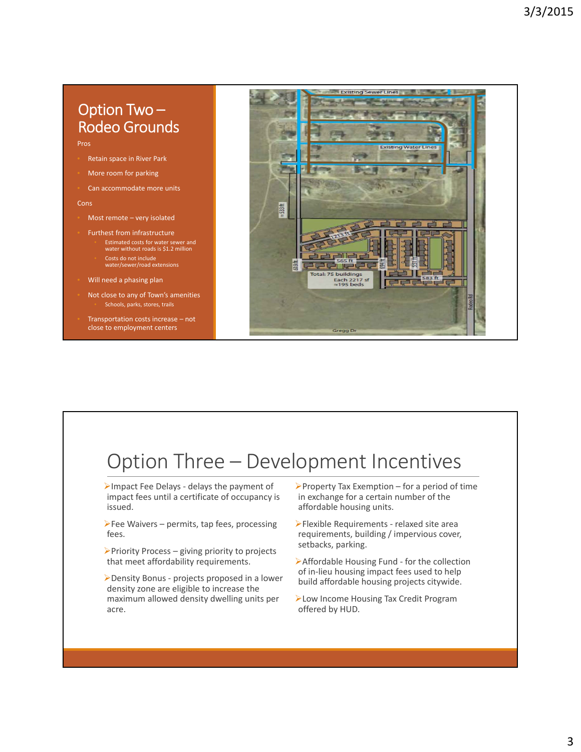# Option Two – Rodeo Grounds

Pros

- Retain space in River Park
- More room for parking
- Can accommodate more units

Cons

- Most remote – very isolated
- Furthest from infrastructure
  - Estimated costs for water sewer and water without roads is $1.2 million
  - Costs do not include water/sewer/road extensions
- Will need a phasing plan
- Not close to any of Town's amenities
  - Schools, parks, stores, trails
- Transportation costs increase – not close to employment centers

# Option Three – Development Incentives

- Impact Fee Delays - delays the payment of impact fees until a certificate of occupancy is issued.
- Fee Waivers – permits, tap fees, processing fees.
- Priority Process – giving priority to projects that meet affordability requirements.
- Density Bonus - projects proposed in a lower density zone are eligible to increase the maximum allowed density dwelling units per acre.
- Property Tax Exemption – for a period of time in exchange for a certain number of the affordable housing units.
- Flexible Requirements - relaxed site area requirements, building / impervious cover, setbacks, parking.
- Affordable Housing Fund - for the collection of in-lieu housing impact fees used to help build affordable housing projects citywide.
- Low Income Housing Tax Credit Program offered by HUD.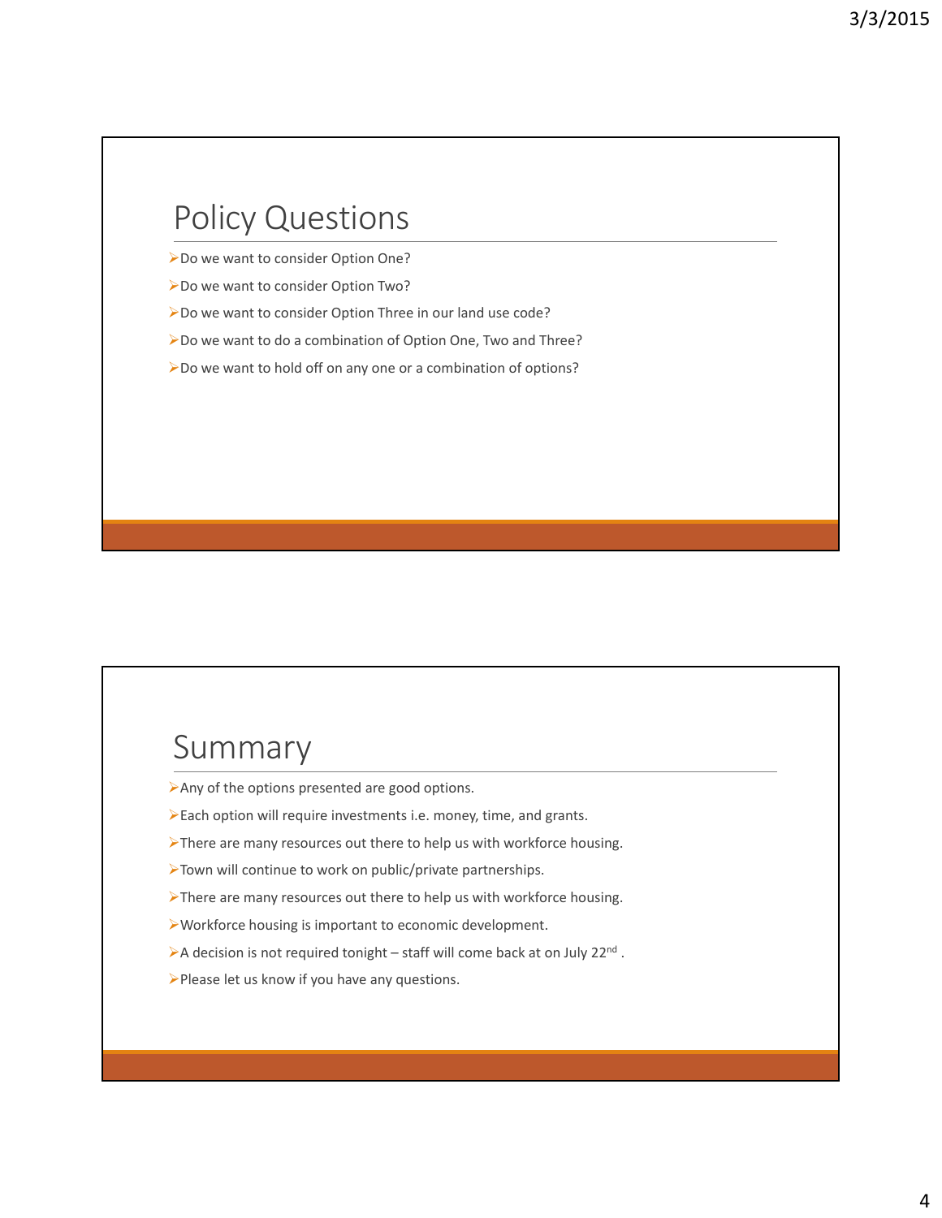## Policy Questions

- Do we want to consider Option One?
- Do we want to consider Option Two?
- Do we want to consider Option Three in our land use code?
- Do we want to do a combination of Option One, Two and Three?
- Do we want to hold off on any one or a combination of options?

## Summary

- Any of the options presented are good options.
- Each option will require investments i.e. money, time, and grants.
- There are many resources out there to help us with workforce housing.
- Town will continue to work on public/private partnerships.
- There are many resources out there to help us with workforce housing.
- Workforce housing is important to economic development.
- A decision is not required tonight – staff will come back at on July 22nd .
- Please let us know if you have any questions.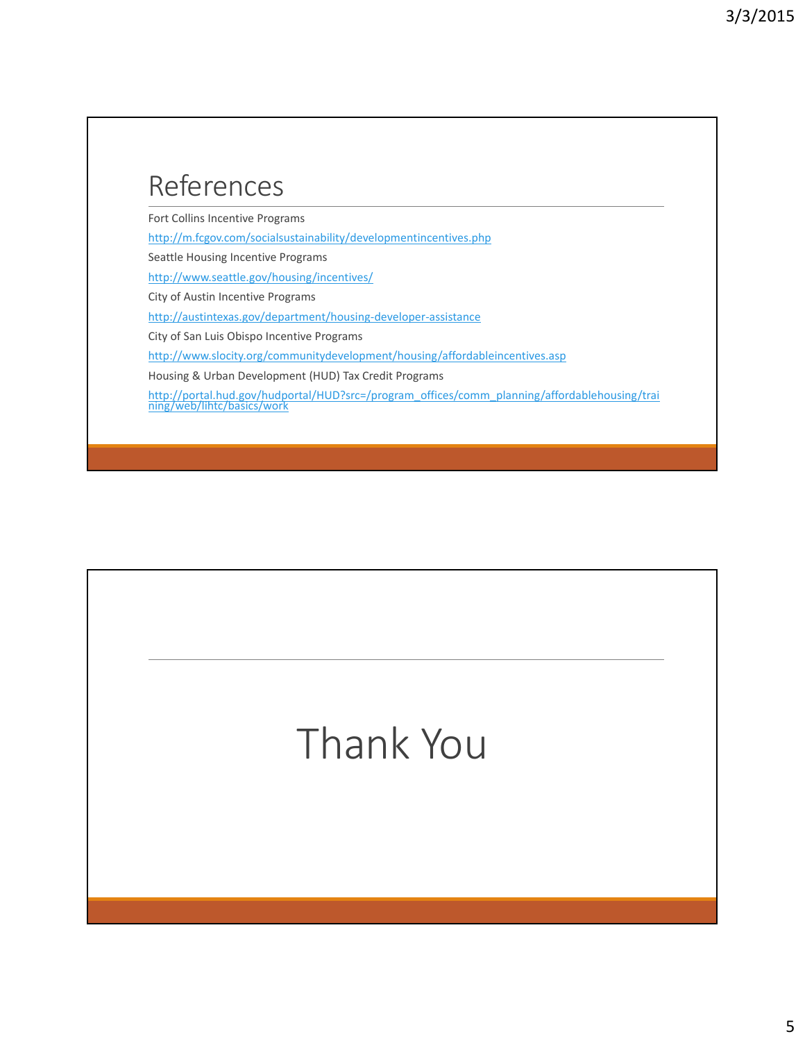## References

Fort Collins Incentive Programs

http://m.fcgov.com/socialsustainability/developmentincentives.php

Seattle Housing Incentive Programs

http://www.seattle.gov/housing/incentives/

City of Austin Incentive Programs

http://austintexas.gov/department/housing-developer-assistance

City of San Luis Obispo Incentive Programs

http://www.slocity.org/communitydevelopment/housing/affordableincentives.asp

Housing & Urban Development (HUD) Tax Credit Programs

http://portal.hud.gov/hudportal/HUD?src=/program_offices/comm_planning/affordablehousing/training/web/lihtc/basics/work

# Thank You